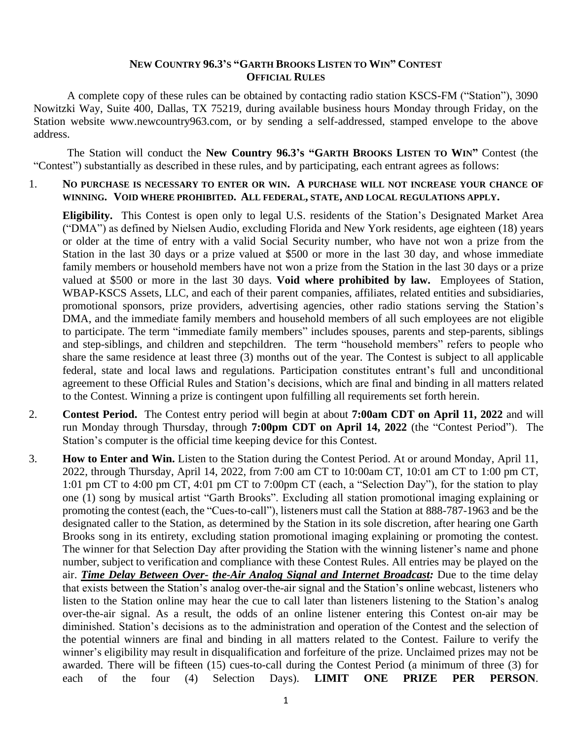# NEW COUNTRY 96.3'S "GARTH BROOKS LISTEN TO WIN" CONTEST
## OFFICIAL RULES

A complete copy of these rules can be obtained by contacting radio station KSCS-FM ("Station"), 3090 Nowitzki Way, Suite 400, Dallas, TX 75219, during available business hours Monday through Friday, on the Station website www.newcountry963.com, or by sending a self-addressed, stamped envelope to the above address.

The Station will conduct the **New Country 96.3's "GARTH BROOKS LISTEN TO WIN"** Contest (the "Contest") substantially as described in these rules, and by participating, each entrant agrees as follows:

1. **NO PURCHASE IS NECESSARY TO ENTER OR WIN. A PURCHASE WILL NOT INCREASE YOUR CHANCE OF WINNING. VOID WHERE PROHIBITED. ALL FEDERAL, STATE, AND LOCAL REGULATIONS APPLY.**

   **Eligibility.** This Contest is open only to legal U.S. residents of the Station's Designated Market Area ("DMA") as defined by Nielsen Audio, excluding Florida and New York residents, age eighteen (18) years or older at the time of entry with a valid Social Security number, who have not won a prize from the Station in the last 30 days or a prize valued at $500 or more in the last 30 day, and whose immediate family members or household members have not won a prize from the Station in the last 30 days or a prize valued at $500 or more in the last 30 days. **Void where prohibited by law.** Employees of Station, WBAP-KSCS Assets, LLC, and each of their parent companies, affiliates, related entities and subsidiaries, promotional sponsors, prize providers, advertising agencies, other radio stations serving the Station's DMA, and the immediate family members and household members of all such employees are not eligible to participate. The term "immediate family members" includes spouses, parents and step-parents, siblings and step-siblings, and children and stepchildren. The term "household members" refers to people who share the same residence at least three (3) months out of the year. The Contest is subject to all applicable federal, state and local laws and regulations. Participation constitutes entrant's full and unconditional agreement to these Official Rules and Station's decisions, which are final and binding in all matters related to the Contest. Winning a prize is contingent upon fulfilling all requirements set forth herein.

2. **Contest Period.** The Contest entry period will begin at about **7:00am CDT on April 11, 2022** and will run Monday through Thursday, through **7:00pm CDT on April 14, 2022** (the "Contest Period"). The Station's computer is the official time keeping device for this Contest.

3. **How to Enter and Win.** Listen to the Station during the Contest Period. At or around Monday, April 11, 2022, through Thursday, April 14, 2022, from 7:00 am CT to 10:00am CT, 10:01 am CT to 1:00 pm CT, 1:01 pm CT to 4:00 pm CT, 4:01 pm CT to 7:00pm CT (each, a "Selection Day"), for the station to play one (1) song by musical artist "Garth Brooks". Excluding all station promotional imaging explaining or promoting the contest (each, the "Cues-to-call"), listeners must call the Station at 888-787-1963 and be the designated caller to the Station, as determined by the Station in its sole discretion, after hearing one Garth Brooks song in its entirety, excluding station promotional imaging explaining or promoting the contest. The winner for that Selection Day after providing the Station with the winning listener's name and phone number, subject to verification and compliance with these Contest Rules. All entries may be played on the air. ***Time Delay Between Over- the-Air Analog Signal and Internet Broadcast:*** Due to the time delay that exists between the Station's analog over-the-air signal and the Station's online webcast, listeners who listen to the Station online may hear the cue to call later than listeners listening to the Station's analog over-the-air signal. As a result, the odds of an online listener entering this Contest on-air may be diminished. Station's decisions as to the administration and operation of the Contest and the selection of the potential winners are final and binding in all matters related to the Contest. Failure to verify the winner's eligibility may result in disqualification and forfeiture of the prize. Unclaimed prizes may not be awarded. There will be fifteen (15) cues-to-call during the Contest Period (a minimum of three (3) for each of the four (4) Selection Days). **LIMIT ONE PRIZE PER PERSON**.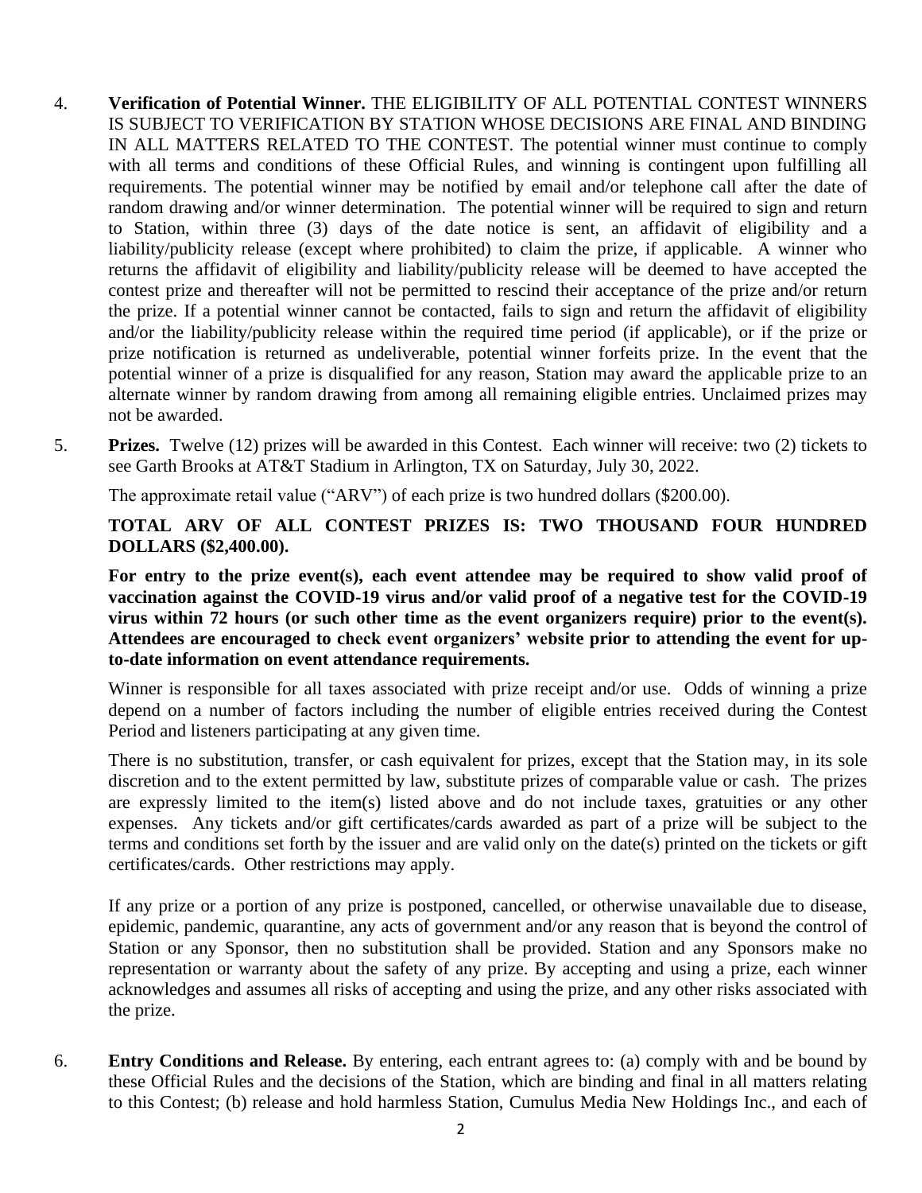4. **Verification of Potential Winner.** THE ELIGIBILITY OF ALL POTENTIAL CONTEST WINNERS IS SUBJECT TO VERIFICATION BY STATION WHOSE DECISIONS ARE FINAL AND BINDING IN ALL MATTERS RELATED TO THE CONTEST. The potential winner must continue to comply with all terms and conditions of these Official Rules, and winning is contingent upon fulfilling all requirements. The potential winner may be notified by email and/or telephone call after the date of random drawing and/or winner determination. The potential winner will be required to sign and return to Station, within three (3) days of the date notice is sent, an affidavit of eligibility and a liability/publicity release (except where prohibited) to claim the prize, if applicable. A winner who returns the affidavit of eligibility and liability/publicity release will be deemed to have accepted the contest prize and thereafter will not be permitted to rescind their acceptance of the prize and/or return the prize. If a potential winner cannot be contacted, fails to sign and return the affidavit of eligibility and/or the liability/publicity release within the required time period (if applicable), or if the prize or prize notification is returned as undeliverable, potential winner forfeits prize. In the event that the potential winner of a prize is disqualified for any reason, Station may award the applicable prize to an alternate winner by random drawing from among all remaining eligible entries. Unclaimed prizes may not be awarded.

5. **Prizes.** Twelve (12) prizes will be awarded in this Contest. Each winner will receive: two (2) tickets to see Garth Brooks at AT&T Stadium in Arlington, TX on Saturday, July 30, 2022.

   The approximate retail value ("ARV") of each prize is two hundred dollars ($200.00).

   **TOTAL ARV OF ALL CONTEST PRIZES IS: TWO THOUSAND FOUR HUNDRED DOLLARS ($2,400.00).**

   **For entry to the prize event(s), each event attendee may be required to show valid proof of vaccination against the COVID-19 virus and/or valid proof of a negative test for the COVID-19 virus within 72 hours (or such other time as the event organizers require) prior to the event(s). Attendees are encouraged to check event organizers' website prior to attending the event for up-to-date information on event attendance requirements.**

   Winner is responsible for all taxes associated with prize receipt and/or use. Odds of winning a prize depend on a number of factors including the number of eligible entries received during the Contest Period and listeners participating at any given time.

   There is no substitution, transfer, or cash equivalent for prizes, except that the Station may, in its sole discretion and to the extent permitted by law, substitute prizes of comparable value or cash. The prizes are expressly limited to the item(s) listed above and do not include taxes, gratuities or any other expenses. Any tickets and/or gift certificates/cards awarded as part of a prize will be subject to the terms and conditions set forth by the issuer and are valid only on the date(s) printed on the tickets or gift certificates/cards. Other restrictions may apply.

   If any prize or a portion of any prize is postponed, cancelled, or otherwise unavailable due to disease, epidemic, pandemic, quarantine, any acts of government and/or any reason that is beyond the control of Station or any Sponsor, then no substitution shall be provided. Station and any Sponsors make no representation or warranty about the safety of any prize. By accepting and using a prize, each winner acknowledges and assumes all risks of accepting and using the prize, and any other risks associated with the prize.

6. **Entry Conditions and Release.** By entering, each entrant agrees to: (a) comply with and be bound by these Official Rules and the decisions of the Station, which are binding and final in all matters relating to this Contest; (b) release and hold harmless Station, Cumulus Media New Holdings Inc., and each of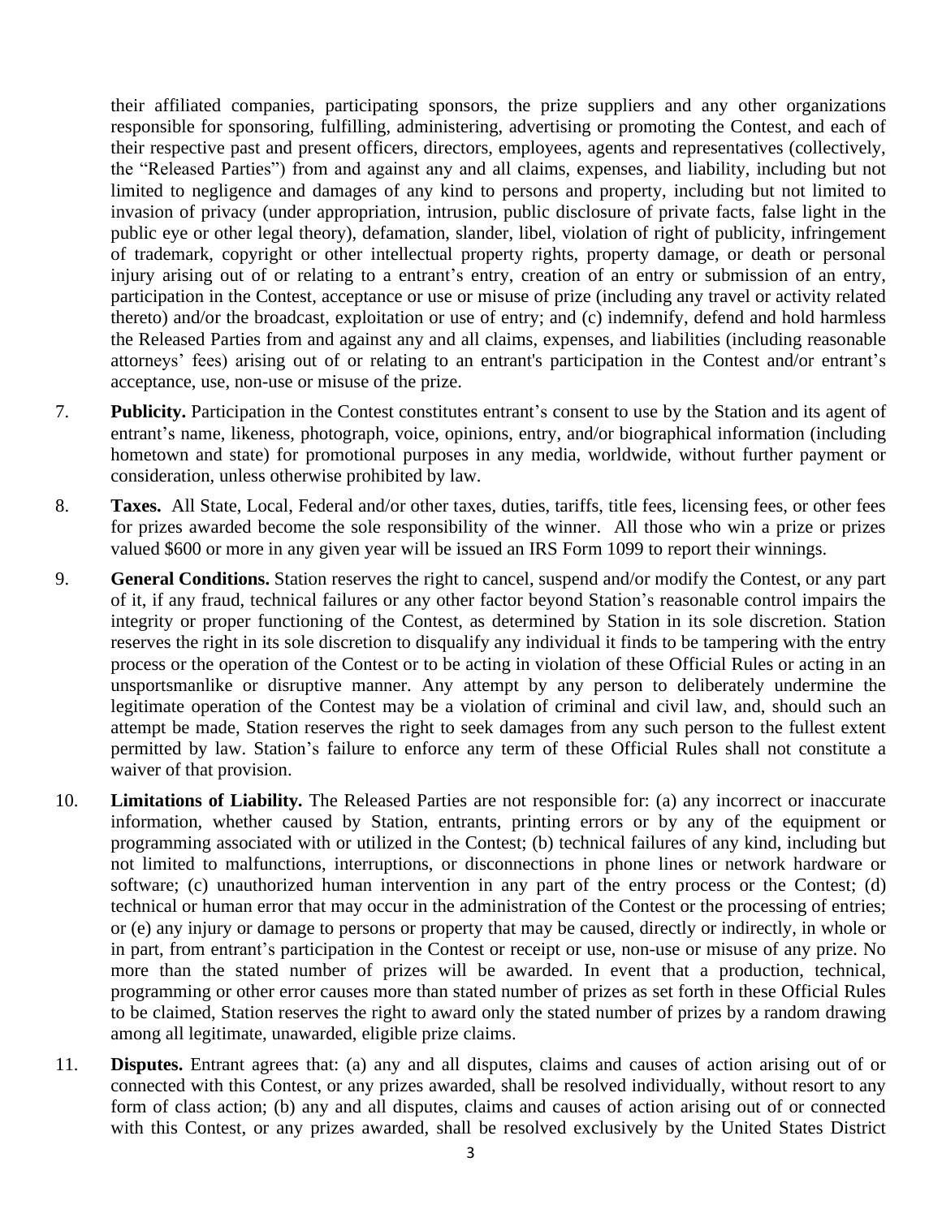their affiliated companies, participating sponsors, the prize suppliers and any other organizations responsible for sponsoring, fulfilling, administering, advertising or promoting the Contest, and each of their respective past and present officers, directors, employees, agents and representatives (collectively, the "Released Parties") from and against any and all claims, expenses, and liability, including but not limited to negligence and damages of any kind to persons and property, including but not limited to invasion of privacy (under appropriation, intrusion, public disclosure of private facts, false light in the public eye or other legal theory), defamation, slander, libel, violation of right of publicity, infringement of trademark, copyright or other intellectual property rights, property damage, or death or personal injury arising out of or relating to a entrant's entry, creation of an entry or submission of an entry, participation in the Contest, acceptance or use or misuse of prize (including any travel or activity related thereto) and/or the broadcast, exploitation or use of entry; and (c) indemnify, defend and hold harmless the Released Parties from and against any and all claims, expenses, and liabilities (including reasonable attorneys' fees) arising out of or relating to an entrant's participation in the Contest and/or entrant's acceptance, use, non-use or misuse of the prize.

7. **Publicity.** Participation in the Contest constitutes entrant's consent to use by the Station and its agent of entrant's name, likeness, photograph, voice, opinions, entry, and/or biographical information (including hometown and state) for promotional purposes in any media, worldwide, without further payment or consideration, unless otherwise prohibited by law.

8. **Taxes.** All State, Local, Federal and/or other taxes, duties, tariffs, title fees, licensing fees, or other fees for prizes awarded become the sole responsibility of the winner. All those who win a prize or prizes valued $600 or more in any given year will be issued an IRS Form 1099 to report their winnings.

9. **General Conditions.** Station reserves the right to cancel, suspend and/or modify the Contest, or any part of it, if any fraud, technical failures or any other factor beyond Station's reasonable control impairs the integrity or proper functioning of the Contest, as determined by Station in its sole discretion. Station reserves the right in its sole discretion to disqualify any individual it finds to be tampering with the entry process or the operation of the Contest or to be acting in violation of these Official Rules or acting in an unsportsmanlike or disruptive manner. Any attempt by any person to deliberately undermine the legitimate operation of the Contest may be a violation of criminal and civil law, and, should such an attempt be made, Station reserves the right to seek damages from any such person to the fullest extent permitted by law. Station's failure to enforce any term of these Official Rules shall not constitute a waiver of that provision.

10. **Limitations of Liability.** The Released Parties are not responsible for: (a) any incorrect or inaccurate information, whether caused by Station, entrants, printing errors or by any of the equipment or programming associated with or utilized in the Contest; (b) technical failures of any kind, including but not limited to malfunctions, interruptions, or disconnections in phone lines or network hardware or software; (c) unauthorized human intervention in any part of the entry process or the Contest; (d) technical or human error that may occur in the administration of the Contest or the processing of entries; or (e) any injury or damage to persons or property that may be caused, directly or indirectly, in whole or in part, from entrant's participation in the Contest or receipt or use, non-use or misuse of any prize. No more than the stated number of prizes will be awarded. In event that a production, technical, programming or other error causes more than stated number of prizes as set forth in these Official Rules to be claimed, Station reserves the right to award only the stated number of prizes by a random drawing among all legitimate, unawarded, eligible prize claims.

11. **Disputes.** Entrant agrees that: (a) any and all disputes, claims and causes of action arising out of or connected with this Contest, or any prizes awarded, shall be resolved individually, without resort to any form of class action; (b) any and all disputes, claims and causes of action arising out of or connected with this Contest, or any prizes awarded, shall be resolved exclusively by the United States District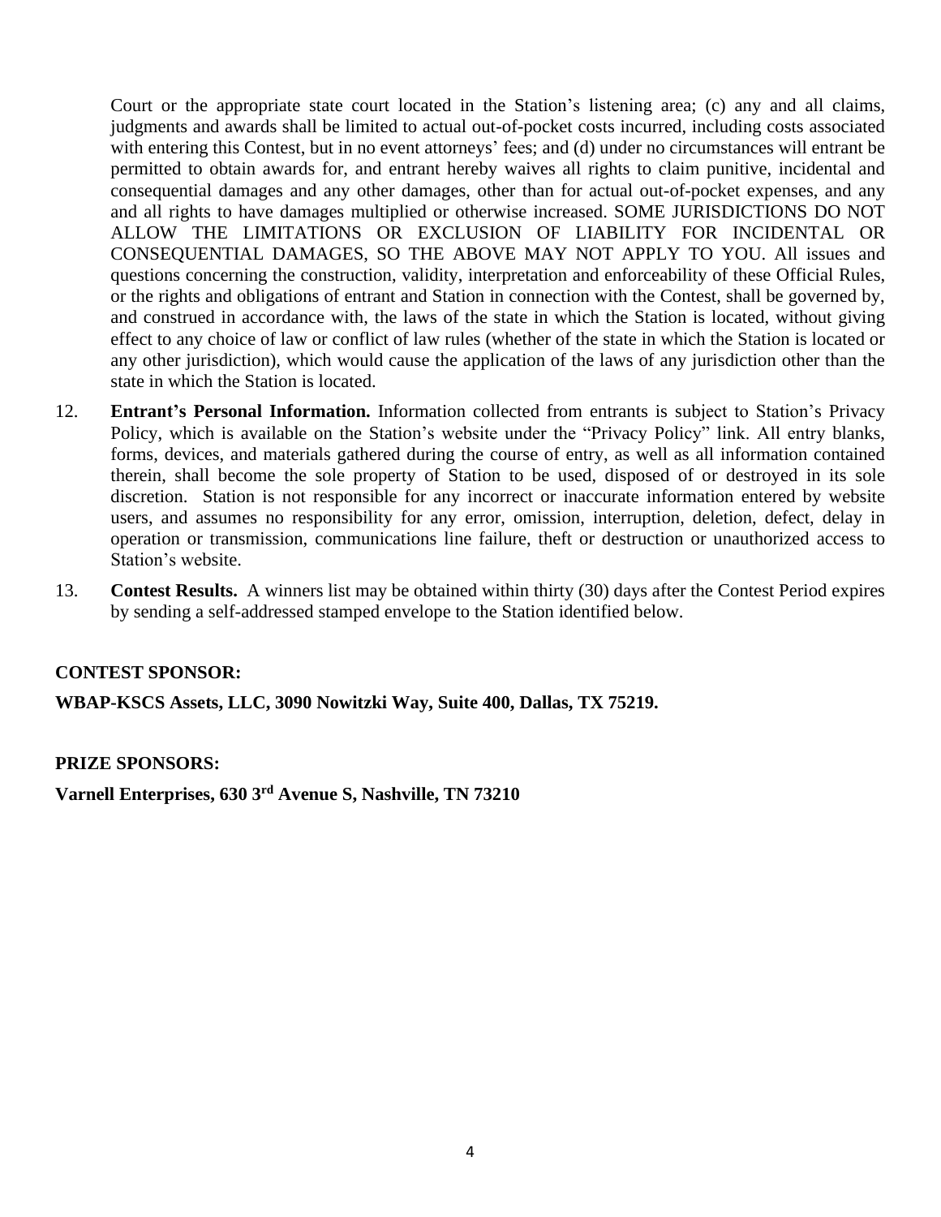Court or the appropriate state court located in the Station's listening area; (c) any and all claims, judgments and awards shall be limited to actual out-of-pocket costs incurred, including costs associated with entering this Contest, but in no event attorneys' fees; and (d) under no circumstances will entrant be permitted to obtain awards for, and entrant hereby waives all rights to claim punitive, incidental and consequential damages and any other damages, other than for actual out-of-pocket expenses, and any and all rights to have damages multiplied or otherwise increased. SOME JURISDICTIONS DO NOT ALLOW THE LIMITATIONS OR EXCLUSION OF LIABILITY FOR INCIDENTAL OR CONSEQUENTIAL DAMAGES, SO THE ABOVE MAY NOT APPLY TO YOU. All issues and questions concerning the construction, validity, interpretation and enforceability of these Official Rules, or the rights and obligations of entrant and Station in connection with the Contest, shall be governed by, and construed in accordance with, the laws of the state in which the Station is located, without giving effect to any choice of law or conflict of law rules (whether of the state in which the Station is located or any other jurisdiction), which would cause the application of the laws of any jurisdiction other than the state in which the Station is located.

12. **Entrant's Personal Information.** Information collected from entrants is subject to Station's Privacy Policy, which is available on the Station's website under the "Privacy Policy" link. All entry blanks, forms, devices, and materials gathered during the course of entry, as well as all information contained therein, shall become the sole property of Station to be used, disposed of or destroyed in its sole discretion. Station is not responsible for any incorrect or inaccurate information entered by website users, and assumes no responsibility for any error, omission, interruption, deletion, defect, delay in operation or transmission, communications line failure, theft or destruction or unauthorized access to Station's website.

13. **Contest Results.** A winners list may be obtained within thirty (30) days after the Contest Period expires by sending a self-addressed stamped envelope to the Station identified below.

**CONTEST SPONSOR:**

**WBAP-KSCS Assets, LLC, 3090 Nowitzki Way, Suite 400, Dallas, TX 75219.**

**PRIZE SPONSORS:**

**Varnell Enterprises, 630 3rd Avenue S, Nashville, TN 73210**